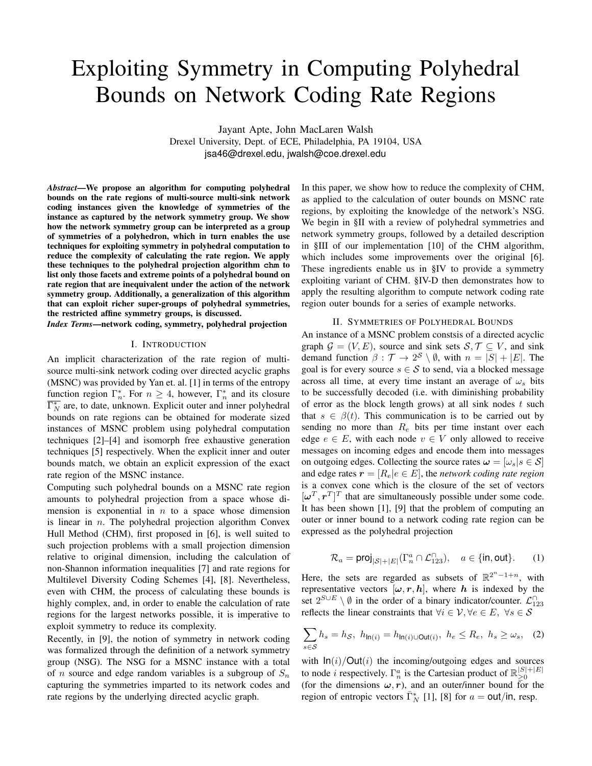// Exploiting Symmetry in Computing Polyhedral Bounds on Network Coding Rate Regions

Jayant Apte, John MacLaren Walsh
Drexel University, Dept. of ECE, Philadelphia, PA 19104, USA
jsa46@drexel.edu, jwalsh@coe.drexel.edu

***Abstract*—We propose an algorithm for computing polyhedral bounds on the rate regions of multi-source multi-sink network coding instances given the knowledge of symmetries of the instance as captured by the network symmetry group. We show how the network symmetry group can be interpreted as a group of symmetries of a polyhedron, which in turn enables the use techniques for exploiting symmetry in polyhedral computation to reduce the complexity of calculating the rate region. We apply these techniques to the polyhedral projection algorithm `chm` to list only those facets and extreme points of a polyhedral bound on rate region that are inequivalent under the action of the network symmetry group. Additionally, a generalization of this algorithm that can exploit richer super-groups of polyhedral symmetries, the restricted affine symmetry groups, is discussed.**

***Index Terms*—network coding, symmetry, polyhedral projection**

## I. Introduction

An implicit characterization of the rate region of multi-source multi-sink network coding over directed acyclic graphs (MSNC) was provided by Yan et. al. [1] in terms of the entropy function region $\Gamma_n^*$. For $n \geq 4$, however, $\Gamma_n^*$ and its closure $\overline{\Gamma_N^*}$ are, to date, unknown. Explicit outer and inner polyhedral bounds on rate regions can be obtained for moderate sized instances of MSNC problem using polyhedral computation techniques [2]–[4] and isomorph free exhaustive generation techniques [5] respectively. When the explicit inner and outer bounds match, we obtain an explicit expression of the exact rate region of the MSNC instance.

Computing such polyhedral bounds on a MSNC rate region amounts to polyhedral projection from a space whose dimension is exponential in $n$ to a space whose dimension is linear in $n$. The polyhedral projection algorithm Convex Hull Method (CHM), first proposed in [6], is well suited to such projection problems with a small projection dimension relative to original dimension, including the calculation of non-Shannon information inequalities [7] and rate regions for Multilevel Diversity Coding Schemes [4], [8]. Nevertheless, even with CHM, the process of calculating these bounds is highly complex, and, in order to enable the calculation of rate regions for the largest networks possible, it is imperative to exploit symmetry to reduce its complexity.

Recently, in [9], the notion of symmetry in network coding was formalized through the definition of a network symmetry group (NSG). The NSG for a MSNC instance with a total of $n$ source and edge random variables is a subgroup of $S_n$ capturing the symmetries imparted to its network codes and rate regions by the underlying directed acyclic graph.

In this paper, we show how to reduce the complexity of CHM, as applied to the calculation of outer bounds on MSNC rate regions, by exploiting the knowledge of the network's NSG. We begin in §II with a review of polyhedral symmetries and network symmetry groups, followed by a detailed description in §III of our implementation [10] of the CHM algorithm, which includes some improvements over the original [6]. These ingredients enable us in §IV to provide a symmetry exploiting variant of CHM. §IV-D then demonstrates how to apply the resulting algorithm to compute network coding rate region outer bounds for a series of example networks.

## II. Symmetries of Polyhedral Bounds

An instance of a MSNC problem constsis of a directed acyclic graph $\mathcal{G} = (V, E)$, source and sink sets $\mathcal{S}, \mathcal{T} \subseteq V$, and sink demand function $\beta : \mathcal{T} \to 2^{\mathcal{S}} \setminus \emptyset$, with $n = |S| + |E|$. The goal is for every source $s \in \mathcal{S}$ to send, via a blocked message across all time, at every time instant an average of $\omega_s$ bits to be successfully decoded (i.e. with diminishing probability of error as the block length grows) at all sink nodes $t$ such that $s \in \beta(t)$. This communication is to be carried out by sending no more than $R_e$ bits per time instant over each edge $e \in E$, with each node $v \in V$ only allowed to receive messages on incoming edges and encode them into messages on outgoing edges. Collecting the source rates $\boldsymbol{\omega} = [\omega_s | s \in \mathcal{S}]$ and edge rates $\boldsymbol{r} = [R_e | e \in E]$, the *network coding rate region* is a convex cone which is the closure of the set of vectors $[\boldsymbol{\omega}^T, \boldsymbol{r}^T]^T$ that are simultaneously possible under some code. It has been shown [1], [9] that the problem of computing an outer or inner bound to a network coding rate region can be expressed as the polyhedral projection

$$\mathcal{R}_a = \mathsf{proj}_{|\mathcal{S}|+|E|}(\Gamma_n^a \cap \mathcal{L}_{123}^{\cap}), \quad a \in \{\mathsf{in}, \mathsf{out}\}. \tag{1}$$

Here, the sets are regarded as subsets of $\mathbb{R}^{2^n-1+n}$, with representative vectors $[\boldsymbol{\omega}, \boldsymbol{r}, \boldsymbol{h}]$, where $\boldsymbol{h}$ is indexed by the set $2^{S \cup E} \setminus \emptyset$ in the order of a binary indicator/counter. $\mathcal{L}_{123}^{\cap}$ reflects the linear constraints that $\forall i \in \mathcal{V}, \forall e \in E,\ \forall s \in \mathcal{S}$

$$\sum_{s \in \mathcal{S}} h_s = h_{\mathcal{S}},\ h_{\mathsf{In}(i)} = h_{\mathsf{In}(i) \cup \mathsf{Out}(i)},\ h_e \leq R_e,\ h_s \geq \omega_s, \tag{2}$$

with $\mathsf{In}(i)/\mathsf{Out}(i)$ the incoming/outgoing edges and sources to node $i$ respectively. $\Gamma_n^a$ is the Cartesian product of $\mathbb{R}_{\geq 0}^{|S|+|E|}$ (for the dimensions $\boldsymbol{\omega}, \boldsymbol{r}$), and an outer/inner bound for the region of entropic vectors $\bar{\Gamma}_N^*$ [1], [8] for $a = \mathsf{out}/\mathsf{in}$, resp.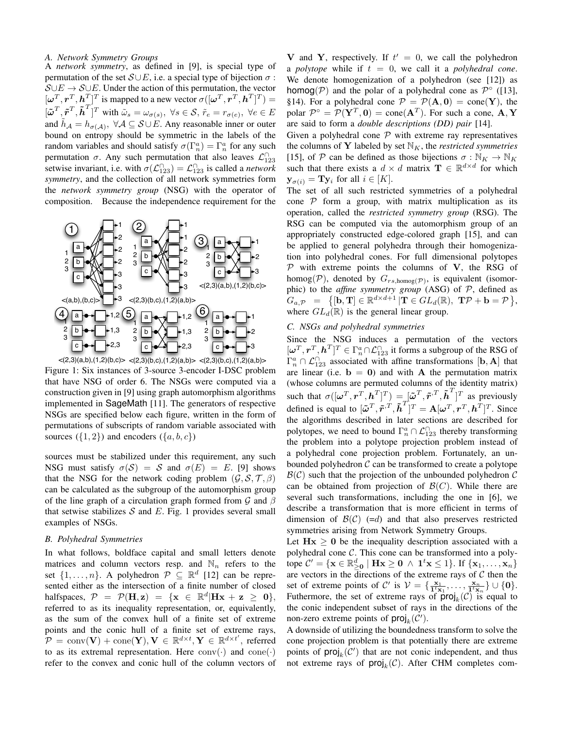### A. Network Symmetry Groups

A *network symmetry*, as defined in [9], is special type of permutation of the set $\mathcal{S} \cup E$, i.e. a special type of bijection $\sigma : \mathcal{S} \cup E \to \mathcal{S} \cup E$. Under the action of this permutation, the vector $[\boldsymbol{\omega}^T, \boldsymbol{r}^T, \boldsymbol{h}^T]^T$ is mapped to a new vector $\sigma([\boldsymbol{\omega}^T, \boldsymbol{r}^T, \boldsymbol{h}^T]^T) = [\tilde{\boldsymbol{\omega}}^T, \tilde{\boldsymbol{r}}^T, \tilde{\boldsymbol{h}}^T]^T$ with $\tilde{\omega}_s = \omega_{\sigma(s)},\ \forall s \in \mathcal{S},\ \tilde{r}_e = r_{\sigma(e)},\ \forall e \in E$ and $\tilde{h}_{\mathcal{A}} = h_{\sigma(\mathcal{A})},\ \forall \mathcal{A} \subseteq \mathcal{S} \cup E$. Any reasonable inner or outer bound on entropy should be symmetric in the labels of the random variables and should satisfy $\sigma(\Gamma_n^a) = \Gamma_n^a$ for any such permutation $\sigma$. Any such permutation that also leaves $\mathcal{L}_{123}^{\cap}$ setwise invariant, i.e. with $\sigma(\mathcal{L}_{123}^{\cap}) = \mathcal{L}_{123}^{\cap}$ is called a *network symmetry*, and the collection of all network symmetries form the *network symmetry group* (NSG) with the operator of composition. Because the independence requirement for the sources must be stabilized under this requirement, any such NSG must satisfy $\sigma(\mathcal{S}) = \mathcal{S}$ and $\sigma(E) = E$. [9] shows that the NSG for the network coding problem $(\mathcal{G}, \mathcal{S}, \mathcal{T}, \beta)$ can be calculated as the subgroup of the automorphism group of the line graph of a circulation graph formed from $\mathcal{G}$ and $\beta$ that setwise stabilizes $\mathcal{S}$ and $E$. Fig. 1 provides several small examples of NSGs.

Figure 1: Six instances of 3-source 3-encoder I-DSC problem that have NSG of order 6. The NSGs were computed via a construction given in [9] using graph automorphism algorithms implemented in SageMath [11]. The generators of respective NSGs are specified below each figure, written in the form of permutations of subscripts of random variable associated with sources ($\{1, 2\}$) and encoders ($\{a, b, c\}$)

### B. Polyhedral Symmetries

In what follows, boldface capital and small letters denote matrices and column vectors resp. and $\mathbb{N}_n$ refers to the set $\{1, \ldots, n\}$. A polyhedron $\mathcal{P} \subseteq \mathbb{R}^d$ [12] can be represented either as the intersection of a finite number of closed halfspaces, $\mathcal{P} = \mathcal{P}(\mathbf{H}, \mathbf{z}) = \{\mathbf{x} \in \mathbb{R}^d | \mathbf{H}\mathbf{x} + \mathbf{z} \geq \mathbf{0}\}$, referred to as its inequality representation, or, equivalently, as the sum of the convex hull of a finite set of extreme points and the conic hull of a finite set of extreme rays, $\mathcal{P} = \text{conv}(\mathbf{V}) + \text{cone}(\mathbf{Y}), \mathbf{V} \in \mathbb{R}^{d \times t}, \mathbf{Y} \in \mathbb{R}^{d \times t'}$, referred to as its extremal representation. Here $\text{conv}(\cdot)$ and $\text{cone}(\cdot)$ refer to the convex and conic hull of the column vectors of $\mathbf{V}$ and $\mathbf{Y}$, respectively. If $t' = 0$, we call the polyhedron a *polytope* while if $t = 0$, we call it a *polyhedral cone*. We denote homogenization of a polyhedron (see [12]) as $\mathsf{homog}(\mathcal{P})$ and the polar of a polyhedral cone as $\mathcal{P}^\circ$ ([13], §14). For a polyhedral cone $\mathcal{P} = \mathcal{P}(\mathbf{A}, \mathbf{0}) = \text{cone}(\mathbf{Y})$, the polar $\mathcal{P}^\circ = \mathcal{P}(\mathbf{Y}^T, \mathbf{0}) = \text{cone}(\mathbf{A}^T)$. For such a cone, $\mathbf{A}, \mathbf{Y}$ are said to form a *double descriptions (DD) pair* [14].

Given a polyhedral cone $\mathcal{P}$ with extreme ray representatives the columns of $\mathbf{Y}$ labeled by set $\mathbb{N}_K$, the *restricted symmetries* [15], of $\mathcal{P}$ can be defined as those bijections $\sigma : \mathbb{N}_K \to \mathbb{N}_K$ such that there exists a $d \times d$ matrix $\mathbf{T} \in \mathbb{R}^{d \times d}$ for which $\mathbf{y}_{\sigma(i)} = \mathbf{T}\mathbf{y}_i$ for all $i \in [K]$.

The set of all such restricted symmetries of a polyhedral cone $\mathcal{P}$ form a group, with matrix multiplication as its operation, called the *restricted symmetry group* (RSG). The RSG can be computed via the automorphism group of an appropriately constructed edge-colored graph [15], and can be applied to general polyhedra through their homogenization into polyhedral cones. For full dimensional polytopes $\mathcal{P}$ with extreme points the columns of $\mathbf{V}$, the RSG of $\mathsf{homog}(\mathcal{P})$, denoted by $G_{rs,\mathsf{homog}(\mathcal{P})}$, is equivalent (isomorphic) to the *affine symmetry group* (ASG) of $\mathcal{P}$, defined as $G_{a,\mathcal{P}} = \{[\mathbf{b}, \mathbf{T}] \in \mathbb{R}^{d \times d+1} | \mathbf{T} \in GL_d(\mathbb{R}),\ \mathbf{T}\mathcal{P} + \mathbf{b} = \mathcal{P}\}$, where $GL_d(\mathbb{R})$ is the general linear group.

### C. NSGs and polyhedral symmetries

Since the NSG induces a permutation of the vectors $[\boldsymbol{\omega}^T, \boldsymbol{r}^T, \boldsymbol{h}^T]^T \in \Gamma_n^a \cap \mathcal{L}_{123}^{\cap}$ it forms a subgroup of the RSG of $\Gamma_n^a \cap \mathcal{L}_{123}^{\cap}$ associated with affine transformations $[\mathbf{b}, \mathbf{A}]$ that are linear (i.e. $\mathbf{b} = \mathbf{0}$) and with $\mathbf{A}$ the permutation matrix (whose columns are permuted columns of the identity matrix) such that $\sigma([\boldsymbol{\omega}^T, \boldsymbol{r}^T, \boldsymbol{h}^T]^T) = [\tilde{\boldsymbol{\omega}}^T, \tilde{\boldsymbol{r}}^T, \tilde{\boldsymbol{h}}^T]^T$ as previously defined is equal to $[\tilde{\boldsymbol{\omega}}^T, \tilde{\boldsymbol{r}}^T, \tilde{\boldsymbol{h}}^T]^T = \mathbf{A}[\boldsymbol{\omega}^T, \boldsymbol{r}^T, \boldsymbol{h}^T]^T$. Since the algorithms described in later sections are described for polytopes, we need to bound $\Gamma_n^a \cap \mathcal{L}_{123}^{\cap}$ thereby transforming the problem into a polytope projection problem instead of a polyhedral cone projection problem. Fortunately, an unbounded polyhedron $\mathcal{C}$ can be transformed to create a polytope $\mathcal{B}(\mathcal{C})$ such that the projection of the unbounded polyhedron $\mathcal{C}$ can be obtained from projection of $\mathcal{B}(C)$. While there are several such transformations, including the one in [6], we describe a transformation that is more efficient in terms of dimension of $\mathcal{B}(\mathcal{C})$ (=$d$) and that also preserves restricted symmetries arising from Network Symmetry Groups.

Let $\mathbf{H}\mathbf{x} \geq \mathbf{0}$ be the inequality description associated with a polyhedral cone $\mathcal{C}$. This cone can be transformed into a polytope $\mathcal{C}' = \{\mathbf{x} \in \mathbb{R}^d_{\geq \mathbf{0}} \mid \mathbf{H}\mathbf{x} \geq \mathbf{0} \ \wedge\ \mathbf{1}^t\mathbf{x} \leq 1\}$. If $\{\mathbf{x}_1, \ldots, \mathbf{x}_n\}$ are vectors in the directions of the extreme rays of $\mathcal{C}$ then the set of extreme points of $\mathcal{C}'$ is $\mathcal{V} = \{\frac{\mathbf{x}_1}{\mathbf{1}^t\mathbf{x}_1}, \ldots, \frac{\mathbf{x}_n}{\mathbf{1}^t\mathbf{x}_n}\} \cup \{\mathbf{0}\}$. Futhermore, the set of extreme rays of $\mathsf{proj}_k(\mathcal{C})$ is equal to the conic independent subset of rays in the directions of the non-zero extreme points of $\mathsf{proj}_k(\mathcal{C}')$.

A downside of utilizing the boundedness transform to solve the cone projection problem is that potentially there are extreme points of $\mathsf{proj}_k(\mathcal{C}')$ that are not conic independent, and thus not extreme rays of $\mathsf{proj}_k(\mathcal{C})$. After CHM completes com-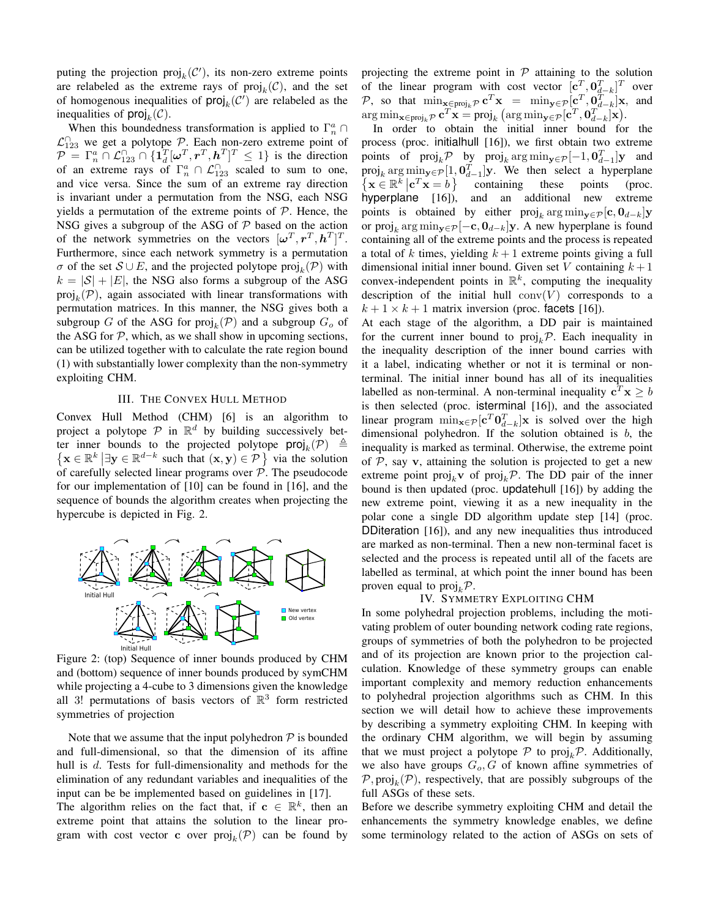puting the projection $\text{proj}_k(\mathcal{C}')$, its non-zero extreme points are relabeled as the extreme rays of $\text{proj}_k(\mathcal{C})$, and the set of homogenous inequalities of $\text{proj}_k(\mathcal{C}')$ are relabeled as the inequalities of $\text{proj}_k(\mathcal{C})$.

When this boundedness transformation is applied to $\Gamma_n^a \cap \mathcal{L}_{123}^{\cap}$ we get a polytope $\mathcal{P}$. Each non-zero extreme point of $\mathcal{P} = \Gamma_n^a \cap \mathcal{L}_{123}^{\cap} \cap \{\mathbf{1}_d^T[\boldsymbol{\omega}^T, \boldsymbol{r}^T, \boldsymbol{h}^T]^T \leq 1\}$ is the direction of an extreme rays of $\Gamma_n^a \cap \mathcal{L}_{123}^{\cap}$ scaled to sum to one, and vice versa. Since the sum of an extreme ray direction is invariant under a permutation from the NSG, each NSG yields a permutation of the extreme points of $\mathcal{P}$. Hence, the NSG gives a subgroup of the ASG of $\mathcal{P}$ based on the action of the network symmetries on the vectors $[\boldsymbol{\omega}^T, \boldsymbol{r}^T, \boldsymbol{h}^T]^T$. Furthermore, since each network symmetry is a permutation $\sigma$ of the set $\mathcal{S} \cup E$, and the projected polytope $\text{proj}_k(\mathcal{P})$ with $k = |\mathcal{S}| + |E|$, the NSG also forms a subgroup of the ASG $\text{proj}_k(\mathcal{P})$, again associated with linear transformations with permutation matrices. In this manner, the NSG gives both a subgroup $G$ of the ASG for $\text{proj}_k(\mathcal{P})$ and a subgroup $G_o$ of the ASG for $\mathcal{P}$, which, as we shall show in upcoming sections, can be utilized together with to calculate the rate region bound (1) with substantially lower complexity than the non-symmetry exploiting CHM.

## III. The Convex Hull Method

Convex Hull Method (CHM) [6] is an algorithm to project a polytope $\mathcal{P}$ in $\mathbb{R}^d$ by building successively better inner bounds to the projected polytope $\text{proj}_k(\mathcal{P}) \triangleq \{\mathbf{x} \in \mathbb{R}^k \,|\exists \mathbf{y} \in \mathbb{R}^{d-k} \text{ such that } (\mathbf{x}, \mathbf{y}) \in \mathcal{P}\}$ via the solution of carefully selected linear programs over $\mathcal{P}$. The pseudocode for our implementation of [10] can be found in [16], and the sequence of bounds the algorithm creates when projecting the hypercube is depicted in Fig. 2.

Figure 2: (top) Sequence of inner bounds produced by CHM and (bottom) sequence of inner bounds produced by symCHM while projecting a 4-cube to 3 dimensions given the knowledge all 3! permutations of basis vectors of $\mathbb{R}^3$ form restricted symmetries of projection

Note that we assume that the input polyhedron $\mathcal{P}$ is bounded and full-dimensional, so that the dimension of its affine hull is $d$. Tests for full-dimensionality and methods for the elimination of any redundant variables and inequalities of the input can be implemented based on guidelines in [17].

The algorithm relies on the fact that, if $\mathbf{c} \in \mathbb{R}^k$, then an extreme point that attains the solution to the linear program with cost vector $\mathbf{c}$ over $\text{proj}_k(\mathcal{P})$ can be found by projecting the extreme point in $\mathcal{P}$ attaining to the solution of the linear program with cost vector $[\mathbf{c}^T, \mathbf{0}_{d-k}^T]^T$ over $\mathcal{P}$, so that $\min_{\mathbf{x} \in \text{proj}_k \mathcal{P}} \mathbf{c}^T\mathbf{x} = \min_{\mathbf{y} \in \mathcal{P}} [\mathbf{c}^T, \mathbf{0}_{d-k}^T]\mathbf{x}$, and $\arg\min_{\mathbf{x} \in \text{proj}_k \mathcal{P}} \mathbf{c}^T\mathbf{x} = \text{proj}_k\left(\arg\min_{\mathbf{y} \in \mathcal{P}} [\mathbf{c}^T, \mathbf{0}_{d-k}^T]\mathbf{x}\right)$.

In order to obtain the initial inner bound for the process (proc. initialhull [16]), we first obtain two extreme points of $\text{proj}_k \mathcal{P}$ by $\text{proj}_k \arg\min_{\mathbf{y} \in \mathcal{P}}[-1, \mathbf{0}_{d-1}^T]\mathbf{y}$ and $\text{proj}_k \arg\min_{\mathbf{y} \in \mathcal{P}}[1, \mathbf{0}_{d-1}^T]\mathbf{y}$. We then select a hyperplane $\{\mathbf{x} \in \mathbb{R}^k \,|\mathbf{c}^T\mathbf{x} = b\}$ containing these points (proc. hyperplane [16]), and an additional new extreme points is obtained by either $\text{proj}_k \arg\min_{\mathbf{y} \in \mathcal{P}}[\mathbf{c}, \mathbf{0}_{d-k}]\mathbf{y}$ or $\text{proj}_k \arg\min_{\mathbf{y} \in \mathcal{P}}[-\mathbf{c}, \mathbf{0}_{d-k}]\mathbf{y}$. A new hyperplane is found containing all of the extreme points and the process is repeated a total of $k$ times, yielding $k+1$ extreme points giving a full dimensional initial inner bound. Given set $V$ containing $k+1$ convex-independent points in $\mathbb{R}^k$, computing the inequality description of the initial hull $\text{conv}(V)$ corresponds to a $k+1 \times k+1$ matrix inversion (proc. facets [16]).

At each stage of the algorithm, a DD pair is maintained for the current inner bound to $\text{proj}_k \mathcal{P}$. Each inequality in the inequality description of the inner bound carries with it a label, indicating whether or not it is terminal or non-terminal. The initial inner bound has all of its inequalities labelled as non-terminal. A non-terminal inequality $\mathbf{c}^T\mathbf{x} \geq b$ is then selected (proc. isterminal [16]), and the associated linear program $\min_{\mathbf{x} \in \mathcal{P}}[\mathbf{c}^T \mathbf{0}_{d-k}^T]\mathbf{x}$ is solved over the high dimensional polyhedron. If the solution obtained is $b$, the inequality is marked as terminal. Otherwise, the extreme point of $\mathcal{P}$, say $\mathbf{v}$, attaining the solution is projected to get a new extreme point $\text{proj}_k \mathbf{v}$ of $\text{proj}_k \mathcal{P}$. The DD pair of the inner bound is then updated (proc. updatehull [16]) by adding the new extreme point, viewing it as a new inequality in the polar cone a single DD algorithm update step [14] (proc. DDiteration [16]), and any new inequalities thus introduced are marked as non-terminal. Then a new non-terminal facet is selected and the process is repeated until all of the facets are labelled as terminal, at which point the inner bound has been proven equal to $\text{proj}_k \mathcal{P}$.

## IV. Symmetry Exploiting CHM

In some polyhedral projection problems, including the motivating problem of outer bounding network coding rate regions, groups of symmetries of both the polyhedron to be projected and of its projection are known prior to the projection calculation. Knowledge of these symmetry groups can enable important complexity and memory reduction enhancements to polyhedral projection algorithms such as CHM. In this section we will detail how to achieve these improvements by describing a symmetry exploiting CHM. In keeping with the ordinary CHM algorithm, we will begin by assuming that we must project a polytope $\mathcal{P}$ to $\text{proj}_k \mathcal{P}$. Additionally, we also have groups $G_o, G$ of known affine symmetries of $\mathcal{P}, \text{proj}_k(\mathcal{P})$, respectively, that are possibly subgroups of the full ASGs of these sets.

Before we describe symmetry exploiting CHM and detail the enhancements the symmetry knowledge enables, we define some terminology related to the action of ASGs on sets of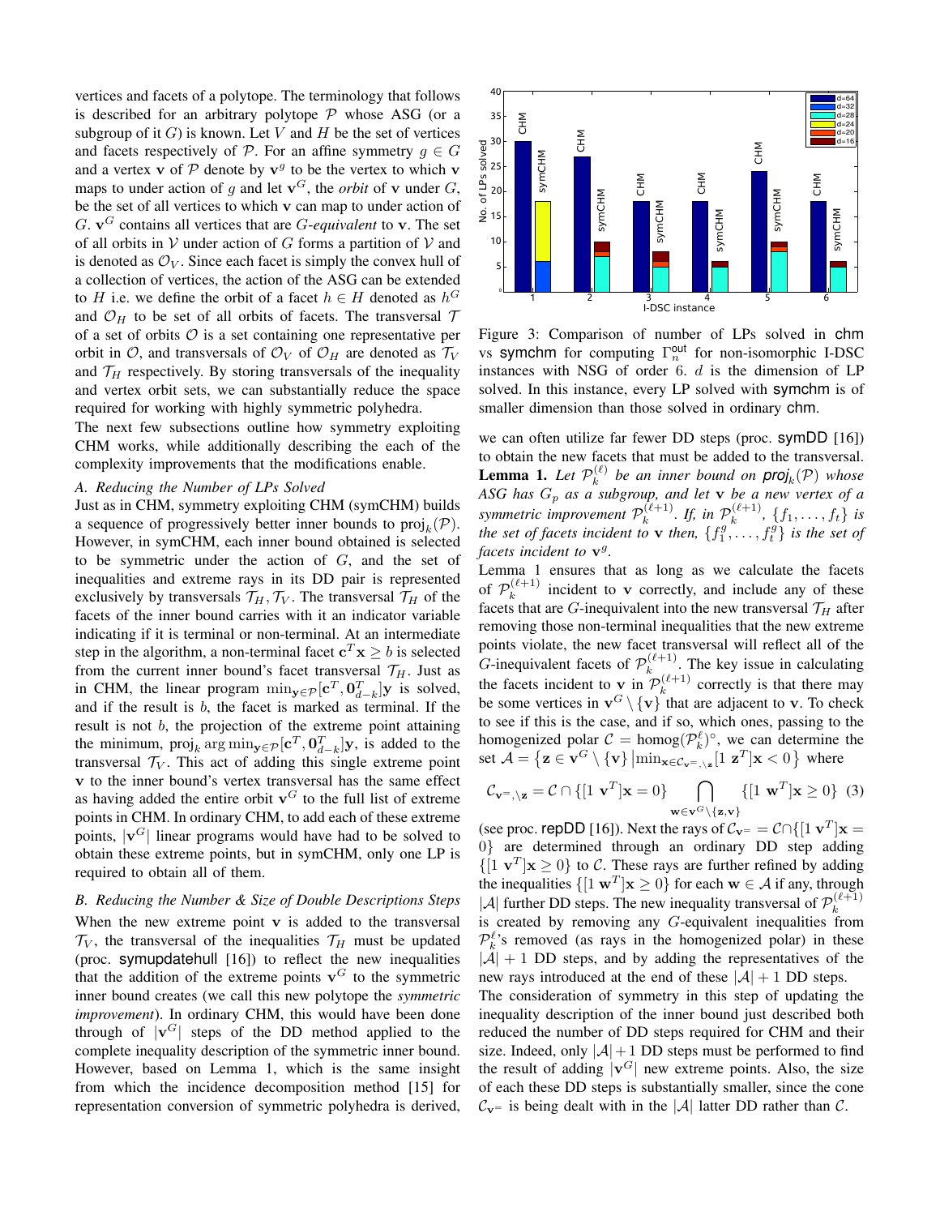vertices and facets of a polytope. The terminology that follows is described for an arbitrary polytope $\mathcal{P}$ whose ASG (or a subgroup of it $G$) is known. Let $V$ and $H$ be the set of vertices and facets respectively of $\mathcal{P}$. For an affine symmetry $g \in G$ and a vertex $\mathbf{v}$ of $\mathcal{P}$ denote by $\mathbf{v}^g$ to be the vertex to which $\mathbf{v}$ maps to under action of $g$ and let $\mathbf{v}^G$, the *orbit* of $\mathbf{v}$ under $G$, be the set of all vertices to which $\mathbf{v}$ can map to under action of $G$. $\mathbf{v}^G$ contains all vertices that are $G$*-equivalent* to $\mathbf{v}$. The set of all orbits in $\mathcal{V}$ under action of $G$ forms a partition of $\mathcal{V}$ and is denoted as $\mathcal{O}_V$. Since each facet is simply the convex hull of a collection of vertices, the action of the ASG can be extended to $H$ i.e. we define the orbit of a facet $h \in H$ denoted as $h^G$ and $\mathcal{O}_H$ to be set of all orbits of facets. The transversal $\mathcal{T}$ of a set of orbits $\mathcal{O}$ is a set containing one representative per orbit in $\mathcal{O}$, and transversals of $\mathcal{O}_V$ of $\mathcal{O}_H$ are denoted as $\mathcal{T}_V$ and $\mathcal{T}_H$ respectively. By storing transversals of the inequality and vertex orbit sets, we can substantially reduce the space required for working with highly symmetric polyhedra.

The next few subsections outline how symmetry exploiting CHM works, while additionally describing the each of the complexity improvements that the modifications enable.

### A. Reducing the Number of LPs Solved

Just as in CHM, symmetry exploiting CHM (symCHM) builds a sequence of progressively better inner bounds to $\text{proj}_k(\mathcal{P})$. However, in symCHM, each inner bound obtained is selected to be symmetric under the action of $G$, and the set of inequalities and extreme rays in its DD pair is represented exclusively by transversals $\mathcal{T}_H, \mathcal{T}_V$. The transversal $\mathcal{T}_H$ of the facets of the inner bound carries with it an indicator variable indicating if it is terminal or non-terminal. At an intermediate step in the algorithm, a non-terminal facet $\mathbf{c}^T\mathbf{x} \geq b$ is selected from the current inner bound's facet transversal $\mathcal{T}_H$. Just as in CHM, the linear program $\min_{\mathbf{y}\in\mathcal{P}}[\mathbf{c}^T, \mathbf{0}_{d-k}^T]\mathbf{y}$ is solved, and if the result is $b$, the facet is marked as terminal. If the result is not $b$, the projection of the extreme point attaining the minimum, $\text{proj}_k \arg\min_{\mathbf{y}\in\mathcal{P}}[\mathbf{c}^T, \mathbf{0}_{d-k}^T]\mathbf{y}$, is added to the transversal $\mathcal{T}_V$. This act of adding this single extreme point $\mathbf{v}$ to the inner bound's vertex transversal has the same effect as having added the entire orbit $\mathbf{v}^G$ to the full list of extreme points in CHM. In ordinary CHM, to add each of these extreme points, $|\mathbf{v}^G|$ linear programs would have had to be solved to obtain these extreme points, but in symCHM, only one LP is required to obtain all of them.

### B. Reducing the Number & Size of Double Descriptions Steps

When the new extreme point $\mathbf{v}$ is added to the transversal $\mathcal{T}_V$, the transversal of the inequalities $\mathcal{T}_H$ must be updated (proc. symupdatehull [16]) to reflect the new inequalities that the addition of the extreme points $\mathbf{v}^G$ to the symmetric inner bound creates (we call this new polytope the *symmetric improvement*). In ordinary CHM, this would have been done through of $|\mathbf{v}^G|$ steps of the DD method applied to the complete inequality description of the symmetric inner bound. However, based on Lemma 1, which is the same insight from which the incidence decomposition method [15] for representation conversion of symmetric polyhedra is derived,

Figure 3: Comparison of number of LPs solved in chm vs symchm for computing $\Gamma_n^{\text{out}}$ for non-isomorphic I-DSC instances with NSG of order 6. $d$ is the dimension of LP solved. In this instance, every LP solved with symchm is of smaller dimension than those solved in ordinary chm.

we can often utilize far fewer DD steps (proc. symDD [16]) to obtain the new facets that must be added to the transversal.

**Lemma 1.** *Let $\mathcal{P}_k^{(\ell)}$ be an inner bound on $\textbf{proj}_k(\mathcal{P})$ whose ASG has $G_p$ as a subgroup, and let $\mathbf{v}$ be a new vertex of a symmetric improvement $\mathcal{P}_k^{(\ell+1)}$. If, in $\mathcal{P}_k^{(\ell+1)}$, $\{f_1, \ldots, f_t\}$ is the set of facets incident to $\mathbf{v}$ then, $\{f_1^g, \ldots, f_t^g\}$ is the set of facets incident to $\mathbf{v}^g$.*

Lemma 1 ensures that as long as we calculate the facets of $\mathcal{P}_k^{(\ell+1)}$ incident to $\mathbf{v}$ correctly, and include any of these facets that are $G$-inequivalent into the new transversal $\mathcal{T}_H$ after removing those non-terminal inequalities that the new extreme points violate, the new facet transversal will reflect all of the $G$-inequivalent facets of $\mathcal{P}_k^{(\ell+1)}$. The key issue in calculating the facets incident to $\mathbf{v}$ in $\mathcal{P}_k^{(\ell+1)}$ correctly is that there may be some vertices in $\mathbf{v}^G \setminus \{\mathbf{v}\}$ that are adjacent to $\mathbf{v}$. To check to see if this is the case, and if so, which ones, passing to the homogenized polar $\mathcal{C} = \text{homog}(\mathcal{P}_k^{\ell})^\circ$, we can determine the set $\mathcal{A} = \left\{\mathbf{z} \in \mathbf{v}^G \setminus \{\mathbf{v}\} \,\middle|\, \min_{\mathbf{x}\in\mathcal{C}_{\mathbf{v}^=,\setminus\mathbf{z}}}[1\ \mathbf{z}^T]\mathbf{x} < 0\right\}$ where

$$\mathcal{C}_{\mathbf{v}^=,\setminus\mathbf{z}} = \mathcal{C} \cap \{[1\ \mathbf{v}^T]\mathbf{x} = 0\} \bigcap_{\mathbf{w}\in\mathbf{v}^G\setminus\{\mathbf{z},\mathbf{v}\}} \{[1\ \mathbf{w}^T]\mathbf{x} \geq 0\} \quad (3)$$

(see proc. repDD [16]). Next the rays of $\mathcal{C}_{\mathbf{v}^=} = \mathcal{C} \cap \{[1\ \mathbf{v}^T]\mathbf{x} = 0\}$ are determined through an ordinary DD step adding $\{[1\ \mathbf{v}^T]\mathbf{x} \geq 0\}$ to $\mathcal{C}$. These rays are further refined by adding the inequalities $\{[1\ \mathbf{w}^T]\mathbf{x} \geq 0\}$ for each $\mathbf{w} \in \mathcal{A}$ if any, through $|\mathcal{A}|$ further DD steps. The new inequality transversal of $\mathcal{P}_k^{(\ell+1)}$ is created by removing any $G$-equivalent inequalities from $\mathcal{P}_k^{\ell}$'s removed (as rays in the homogenized polar) in these $|\mathcal{A}| + 1$ DD steps, and by adding the representatives of the new rays introduced at the end of these $|\mathcal{A}| + 1$ DD steps.

The consideration of symmetry in this step of updating the inequality description of the inner bound just described both reduced the number of DD steps required for CHM and their size. Indeed, only $|\mathcal{A}| + 1$ DD steps must be performed to find the result of adding $|\mathbf{v}^G|$ new extreme points. Also, the size of each these DD steps is substantially smaller, since the cone $\mathcal{C}_{\mathbf{v}^=}$ is being dealt with in the $|\mathcal{A}|$ latter DD rather than $\mathcal{C}$.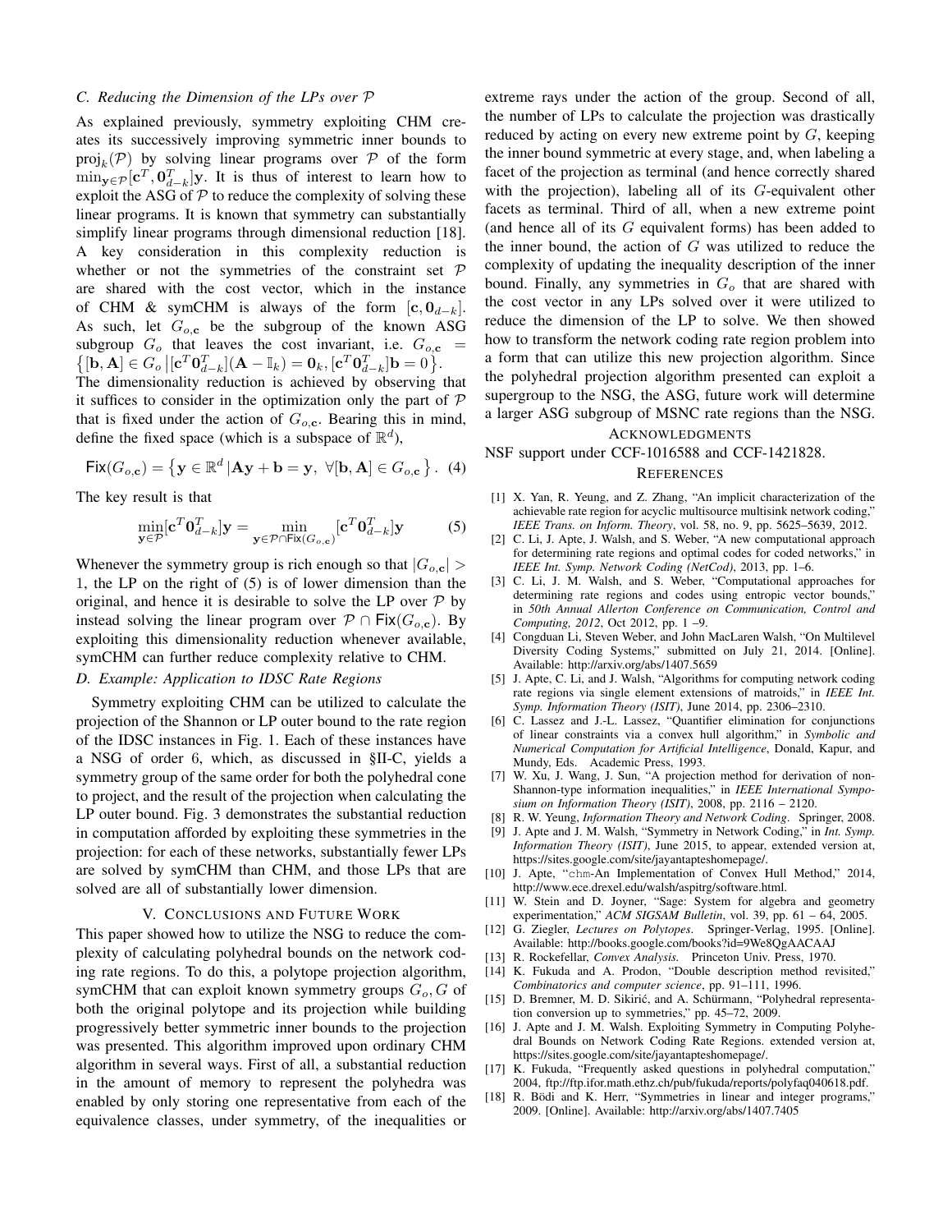### C. Reducing the Dimension of the LPs over $\mathcal{P}$

As explained previously, symmetry exploiting CHM creates its successively improving symmetric inner bounds to $\text{proj}_k(\mathcal{P})$ by solving linear programs over $\mathcal{P}$ of the form $\min_{\mathbf{y}\in\mathcal{P}}[\mathbf{c}^T, \mathbf{0}_{d-k}^T]\mathbf{y}$. It is thus of interest to learn how to exploit the ASG of $\mathcal{P}$ to reduce the complexity of solving these linear programs. It is known that symmetry can substantially simplify linear programs through dimensional reduction [18]. A key consideration in this complexity reduction is whether or not the symmetries of the constraint set $\mathcal{P}$ are shared with the cost vector, which in the instance of CHM & symCHM is always of the form $[\mathbf{c}, \mathbf{0}_{d-k}]$. As such, let $G_{o,\mathbf{c}}$ be the subgroup of the known ASG subgroup $G_o$ that leaves the cost invariant, i.e. $G_{o,\mathbf{c}} = \left\{[\mathbf{b}, \mathbf{A}] \in G_o \,\middle|\, [\mathbf{c}^T \mathbf{0}_{d-k}^T](\mathbf{A} - \mathbb{I}_k) = \mathbf{0}_k, [\mathbf{c}^T \mathbf{0}_{d-k}^T]\mathbf{b} = 0\right\}$. The dimensionality reduction is achieved by observing that it suffices to consider in the optimization only the part of $\mathcal{P}$ that is fixed under the action of $G_{o,\mathbf{c}}$. Bearing this in mind, define the fixed space (which is a subspace of $\mathbb{R}^d$),

$$\mathsf{Fix}(G_{o,\mathbf{c}}) = \left\{\mathbf{y} \in \mathbb{R}^d \,|\, \mathbf{A}\mathbf{y} + \mathbf{b} = \mathbf{y},\ \forall [\mathbf{b}, \mathbf{A}] \in G_{o,\mathbf{c}}\right\}. \quad (4)$$

The key result is that

$$\min_{\mathbf{y}\in\mathcal{P}}[\mathbf{c}^T \mathbf{0}_{d-k}^T]\mathbf{y} = \min_{\mathbf{y}\in\mathcal{P}\cap\mathsf{Fix}(G_{o,\mathbf{c}})}[\mathbf{c}^T \mathbf{0}_{d-k}^T]\mathbf{y} \quad (5)$$

Whenever the symmetry group is rich enough so that $|G_{o,\mathbf{c}}| > 1$, the LP on the right of (5) is of lower dimension than the original, and hence it is desirable to solve the LP over $\mathcal{P}$ by instead solving the linear program over $\mathcal{P} \cap \mathsf{Fix}(G_{o,\mathbf{c}})$. By exploiting this dimensionality reduction whenever available, symCHM can further reduce complexity relative to CHM.

### D. Example: Application to IDSC Rate Regions

Symmetry exploiting CHM can be utilized to calculate the projection of the Shannon or LP outer bound to the rate region of the IDSC instances in Fig. 1. Each of these instances have a NSG of order 6, which, as discussed in §II-C, yields a symmetry group of the same order for both the polyhedral cone to project, and the result of the projection when calculating the LP outer bound. Fig. 3 demonstrates the substantial reduction in computation afforded by exploiting these symmetries in the projection: for each of these networks, substantially fewer LPs are solved by symCHM than CHM, and those LPs that are solved are all of substantially lower dimension.

## V. Conclusions and Future Work

This paper showed how to utilize the NSG to reduce the complexity of calculating polyhedral bounds on the network coding rate regions. To do this, a polytope projection algorithm, symCHM that can exploit known symmetry groups $G_o, G$ of both the original polytope and its projection while building progressively better symmetric inner bounds to the projection was presented. This algorithm improved upon ordinary CHM algorithm in several ways. First of all, a substantial reduction in the amount of memory to represent the polyhedra was enabled by only storing one representative from each of the equivalence classes, under symmetry, of the inequalities or extreme rays under the action of the group. Second of all, the number of LPs to calculate the projection was drastically reduced by acting on every new extreme point by $G$, keeping the inner bound symmetric at every stage, and, when labeling a facet of the projection as terminal (and hence correctly shared with the projection), labeling all of its $G$-equivalent other facets as terminal. Third of all, when a new extreme point (and hence all of its $G$ equivalent forms) has been added to the inner bound, the action of $G$ was utilized to reduce the complexity of updating the inequality description of the inner bound. Finally, any symmetries in $G_o$ that are shared with the cost vector in any LPs solved over it were utilized to reduce the dimension of the LP to solve. We then showed how to transform the network coding rate region problem into a form that can utilize this new projection algorithm. Since the polyhedral projection algorithm presented can exploit a supergroup to the NSG, the ASG, future work will determine a larger ASG subgroup of MSNC rate regions than the NSG.

## Acknowledgments

NSF support under CCF-1016588 and CCF-1421828.

## References

[1] X. Yan, R. Yeung, and Z. Zhang, "An implicit characterization of the achievable rate region for acyclic multisource multisink network coding," *IEEE Trans. on Inform. Theory*, vol. 58, no. 9, pp. 5625–5639, 2012.

[2] C. Li, J. Apte, J. Walsh, and S. Weber, "A new computational approach for determining rate regions and optimal codes for coded networks," in *IEEE Int. Symp. Network Coding (NetCod)*, 2013, pp. 1–6.

[3] C. Li, J. M. Walsh, and S. Weber, "Computational approaches for determining rate regions and codes using entropic vector bounds," in *50th Annual Allerton Conference on Communication, Control and Computing, 2012*, Oct 2012, pp. 1 –9.

[4] Congduan Li, Steven Weber, and John MacLaren Walsh, "On Multilevel Diversity Coding Systems," submitted on July 21, 2014. [Online]. Available: http://arxiv.org/abs/1407.5659

[5] J. Apte, C. Li, and J. Walsh, "Algorithms for computing network coding rate regions via single element extensions of matroids," in *IEEE Int. Symp. Information Theory (ISIT)*, June 2014, pp. 2306–2310.

[6] C. Lassez and J.-L. Lassez, "Quantifier elimination for conjunctions of linear constraints via a convex hull algorithm," in *Symbolic and Numerical Computation for Artificial Intelligence*, Donald, Kapur, and Mundy, Eds. Academic Press, 1993.

[7] W. Xu, J. Wang, J. Sun, "A projection method for derivation of non-Shannon-type information inequalities," in *IEEE International Symposium on Information Theory (ISIT)*, 2008, pp. 2116 – 2120.

[8] R. W. Yeung, *Information Theory and Network Coding*. Springer, 2008.

[9] J. Apte and J. M. Walsh, "Symmetry in Network Coding," in *Int. Symp. Information Theory (ISIT)*, June 2015, to appear, extended version at, https://sites.google.com/site/jayantapteshomepage/.

[10] J. Apte, "chm-An Implementation of Convex Hull Method," 2014, http://www.ece.drexel.edu/walsh/aspitrg/software.html.

[11] W. Stein and D. Joyner, "Sage: System for algebra and geometry experimentation," *ACM SIGSAM Bulletin*, vol. 39, pp. 61 – 64, 2005.

[12] G. Ziegler, *Lectures on Polytopes*. Springer-Verlag, 1995. [Online]. Available: http://books.google.com/books?id=9We8QgAACAAJ

[13] R. Rockefellar, *Convex Analysis.* Princeton Univ. Press, 1970.

[14] K. Fukuda and A. Prodon, "Double description method revisited," *Combinatorics and computer science*, pp. 91–111, 1996.

[15] D. Bremner, M. D. Sikirić, and A. Schürmann, "Polyhedral representation conversion up to symmetries," pp. 45–72, 2009.

[16] J. Apte and J. M. Walsh. Exploiting Symmetry in Computing Polyhedral Bounds on Network Coding Rate Regions. extended version at, https://sites.google.com/site/jayantapteshomepage/.

[17] K. Fukuda, "Frequently asked questions in polyhedral computation," 2004, ftp://ftp.ifor.math.ethz.ch/pub/fukuda/reports/polyfaq040618.pdf.

[18] R. Bödi and K. Herr, "Symmetries in linear and integer programs," 2009. [Online]. Available: http://arxiv.org/abs/1407.7405